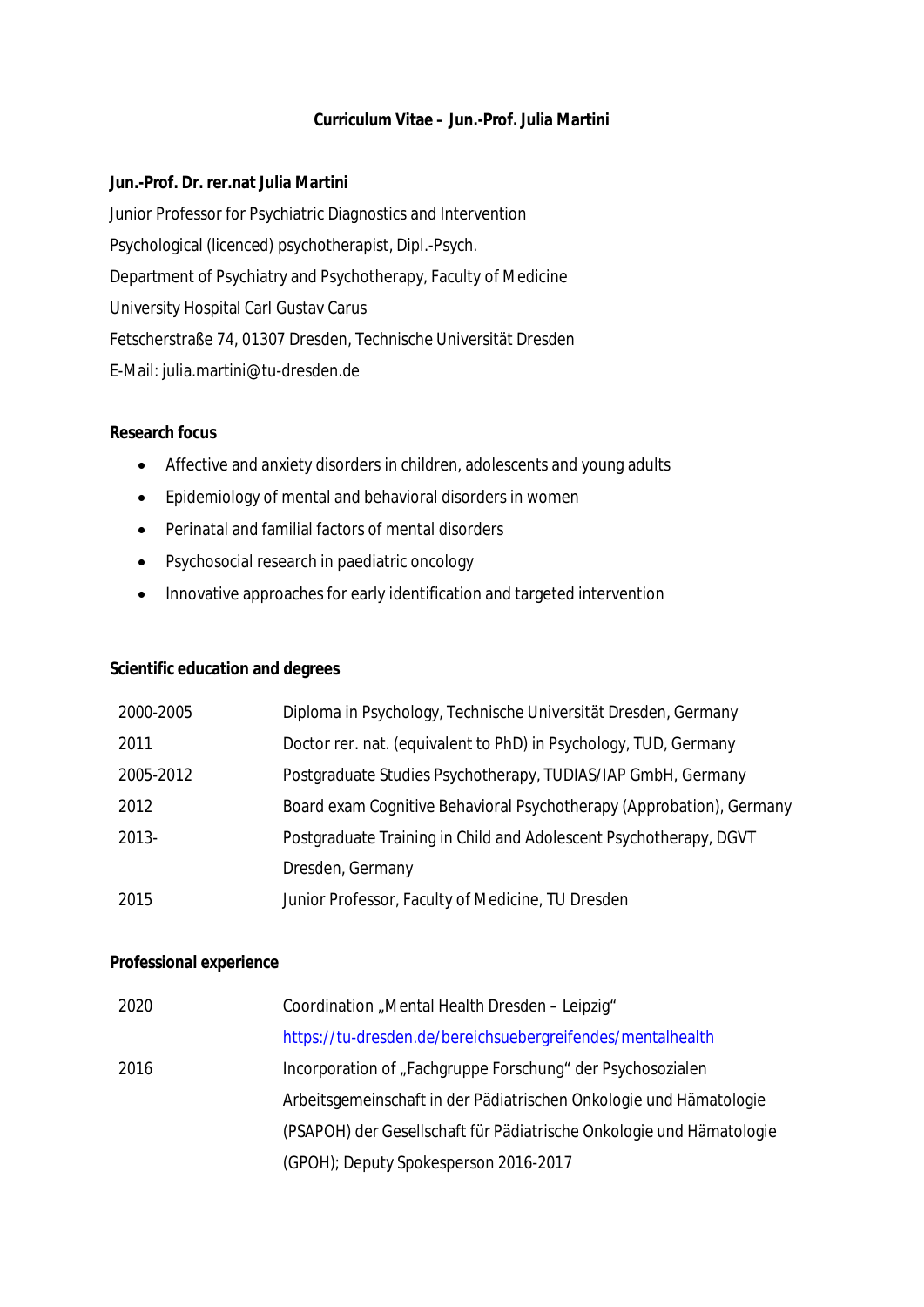# Curriculum Vitae – Jun.-Prof. Julia Martini

**Jun.-Prof. Dr. rer.nat Julia Martini**

Junior Professor for Psychiatric Diagnostics and Intervention
Psychological (licenced) psychotherapist, Dipl.-Psych.
Department of Psychiatry and Psychotherapy, Faculty of Medicine
University Hospital Carl Gustav Carus
Fetscherstraße 74, 01307 Dresden, Technische Universität Dresden
E-Mail: julia.martini@tu-dresden.de

**Research focus**

- Affective and anxiety disorders in children, adolescents and young adults
- Epidemiology of mental and behavioral disorders in women
- Perinatal and familial factors of mental disorders
- Psychosocial research in paediatric oncology
- Innovative approaches for early identification and targeted intervention

**Scientific education and degrees**

| | |
|---|---|
| 2000-2005 | Diploma in Psychology, Technische Universität Dresden, Germany |
| 2011 | Doctor rer. nat. (equivalent to PhD) in Psychology, TUD, Germany |
| 2005-2012 | Postgraduate Studies Psychotherapy, TUDIAS/IAP GmbH, Germany |
| 2012 | Board exam Cognitive Behavioral Psychotherapy (Approbation), Germany |
| 2013- | Postgraduate Training in Child and Adolescent Psychotherapy, DGVT Dresden, Germany |
| 2015 | Junior Professor, Faculty of Medicine, TU Dresden |

**Professional experience**

| | |
|---|---|
| 2020 | Coordination „Mental Health Dresden – Leipzig" https://tu-dresden.de/bereichsuebergreifendes/mentalhealth |
| 2016 | Incorporation of „Fachgruppe Forschung" der Psychosozialen Arbeitsgemeinschaft in der Pädiatrischen Onkologie und Hämatologie (PSAPOH) der Gesellschaft für Pädiatrische Onkologie und Hämatologie (GPOH); Deputy Spokesperson 2016-2017 |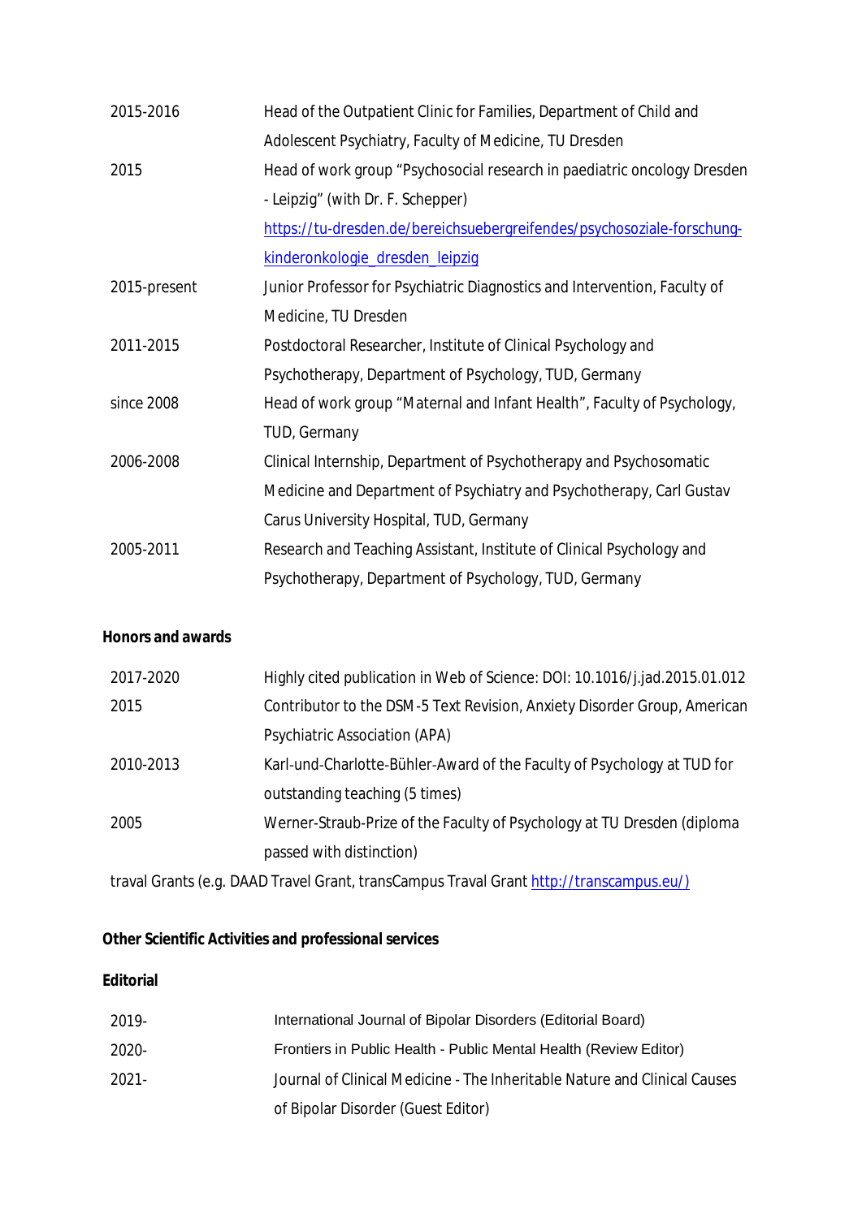| | |
|---|---|
| 2015-2016 | Head of the Outpatient Clinic for Families, Department of Child and Adolescent Psychiatry, Faculty of Medicine, TU Dresden |
| 2015 | Head of work group “Psychosocial research in paediatric oncology Dresden - Leipzig” (with Dr. F. Schepper) [https://tu-dresden.de/bereichsuebergreifendes/psychosoziale-forschung-kinderonkologie_dresden_leipzig](https://tu-dresden.de/bereichsuebergreifendes/psychosoziale-forschung-kinderonkologie_dresden_leipzig) |
| 2015-present | Junior Professor for Psychiatric Diagnostics and Intervention, Faculty of Medicine, TU Dresden |
| 2011-2015 | Postdoctoral Researcher, Institute of Clinical Psychology and Psychotherapy, Department of Psychology, TUD, Germany |
| since 2008 | Head of work group “Maternal and Infant Health”, Faculty of Psychology, TUD, Germany |
| 2006-2008 | Clinical Internship, Department of Psychotherapy and Psychosomatic Medicine and Department of Psychiatry and Psychotherapy, Carl Gustav Carus University Hospital, TUD, Germany |
| 2005-2011 | Research and Teaching Assistant, Institute of Clinical Psychology and Psychotherapy, Department of Psychology, TUD, Germany |

**Honors and awards**

| | |
|---|---|
| 2017-2020 | Highly cited publication in Web of Science: DOI: 10.1016/j.jad.2015.01.012 |
| 2015 | Contributor to the DSM-5 Text Revision, Anxiety Disorder Group, American Psychiatric Association (APA) |
| 2010-2013 | Karl-und-Charlotte-Bühler-Award of the Faculty of Psychology at TUD for outstanding teaching (5 times) |
| 2005 | Werner-Straub-Prize of the Faculty of Psychology at TU Dresden (diploma passed with distinction) |

traval Grants (e.g. DAAD Travel Grant, transCampus Traval Grant [http://transcampus.eu/)](http://transcampus.eu/)

**Other Scientific Activities and professional services**

**Editorial**

| | |
|---|---|
| 2019- | International Journal of Bipolar Disorders (Editorial Board) |
| 2020- | Frontiers in Public Health - Public Mental Health (Review Editor) |
| 2021- | Journal of Clinical Medicine - The Inheritable Nature and Clinical Causes of Bipolar Disorder (Guest Editor) |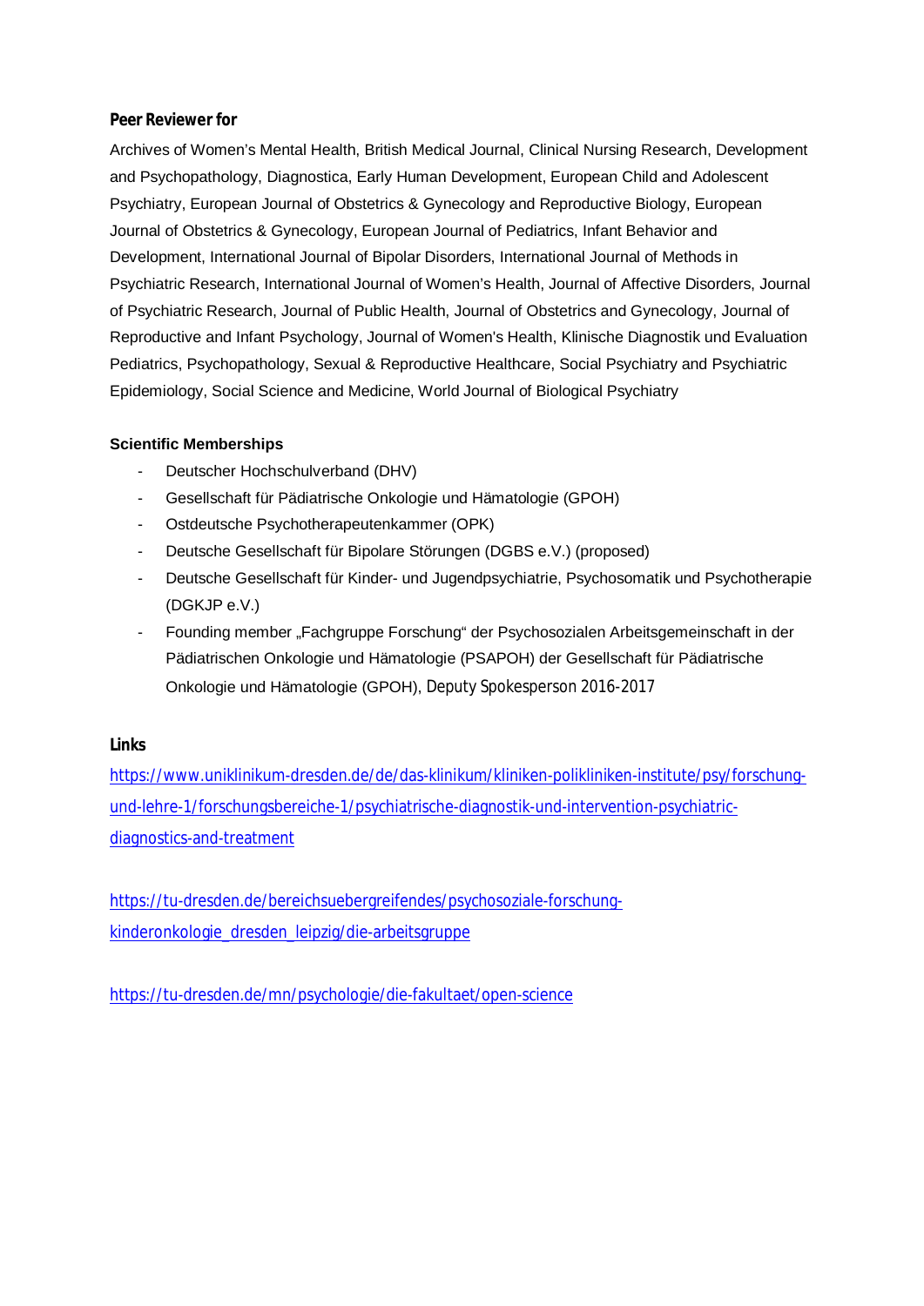**Peer Reviewer for**

Archives of Women's Mental Health, British Medical Journal, Clinical Nursing Research, Development and Psychopathology, Diagnostica, Early Human Development, European Child and Adolescent Psychiatry, European Journal of Obstetrics & Gynecology and Reproductive Biology, European Journal of Obstetrics & Gynecology, European Journal of Pediatrics, Infant Behavior and Development, International Journal of Bipolar Disorders, International Journal of Methods in Psychiatric Research, International Journal of Women's Health, Journal of Affective Disorders, Journal of Psychiatric Research, Journal of Public Health, Journal of Obstetrics and Gynecology, Journal of Reproductive and Infant Psychology, Journal of Women's Health, Klinische Diagnostik und Evaluation Pediatrics, Psychopathology, Sexual & Reproductive Healthcare, Social Psychiatry and Psychiatric Epidemiology, Social Science and Medicine, World Journal of Biological Psychiatry

**Scientific Memberships**

- Deutscher Hochschulverband (DHV)
- Gesellschaft für Pädiatrische Onkologie und Hämatologie (GPOH)
- Ostdeutsche Psychotherapeutenkammer (OPK)
- Deutsche Gesellschaft für Bipolare Störungen (DGBS e.V.) (proposed)
- Deutsche Gesellschaft für Kinder- und Jugendpsychiatrie, Psychosomatik und Psychotherapie (DGKJP e.V.)
- Founding member „Fachgruppe Forschung" der Psychosozialen Arbeitsgemeinschaft in der Pädiatrischen Onkologie und Hämatologie (PSAPOH) der Gesellschaft für Pädiatrische Onkologie und Hämatologie (GPOH), Deputy Spokesperson 2016-2017

**Links**

https://www.uniklinikum-dresden.de/de/das-klinikum/kliniken-polikliniken-institute/psy/forschung-und-lehre-1/forschungsbereiche-1/psychiatrische-diagnostik-und-intervention-psychiatric-diagnostics-and-treatment

https://tu-dresden.de/bereichsuebergreifendes/psychosoziale-forschung-kinderonkologie_dresden_leipzig/die-arbeitsgruppe

https://tu-dresden.de/mn/psychologie/die-fakultaet/open-science